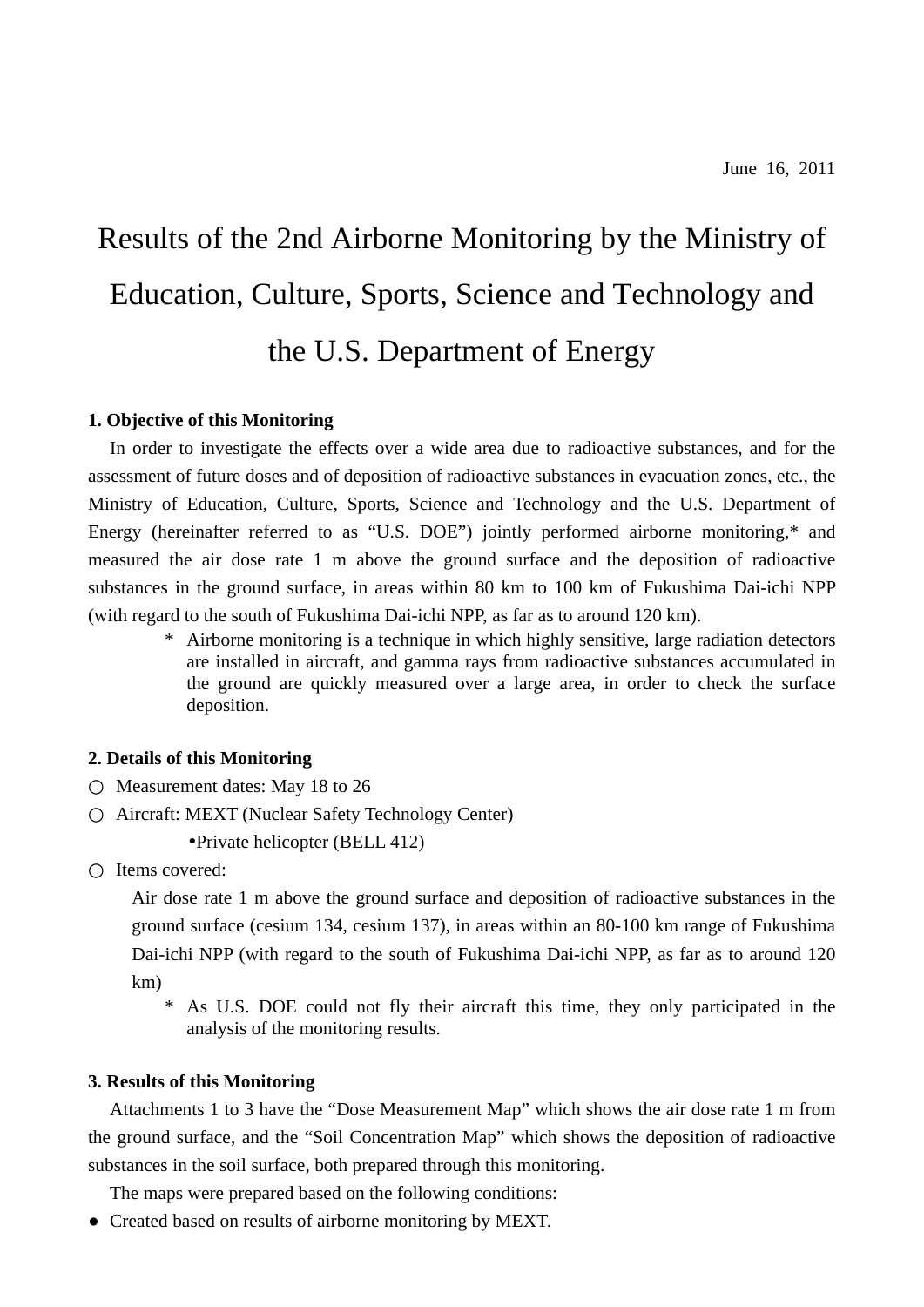June 16, 2011

# Results of the 2nd Airborne Monitoring by the Ministry of Education, Culture, Sports, Science and Technology and the U.S. Department of Energy

**1. Objective of this Monitoring**

In order to investigate the effects over a wide area due to radioactive substances, and for the assessment of future doses and of deposition of radioactive substances in evacuation zones, etc., the Ministry of Education, Culture, Sports, Science and Technology and the U.S. Department of Energy (hereinafter referred to as "U.S. DOE") jointly performed airborne monitoring,* and measured the air dose rate 1 m above the ground surface and the deposition of radioactive substances in the ground surface, in areas within 80 km to 100 km of Fukushima Dai-ichi NPP (with regard to the south of Fukushima Dai-ichi NPP, as far as to around 120 km).

> \* Airborne monitoring is a technique in which highly sensitive, large radiation detectors are installed in aircraft, and gamma rays from radioactive substances accumulated in the ground are quickly measured over a large area, in order to check the surface deposition.

**2. Details of this Monitoring**

○ Measurement dates: May 18 to 26

○ Aircraft: MEXT (Nuclear Safety Technology Center)

- Private helicopter (BELL 412)

○ Items covered:

Air dose rate 1 m above the ground surface and deposition of radioactive substances in the ground surface (cesium 134, cesium 137), in areas within an 80-100 km range of Fukushima Dai-ichi NPP (with regard to the south of Fukushima Dai-ichi NPP, as far as to around 120 km)

> \* As U.S. DOE could not fly their aircraft this time, they only participated in the analysis of the monitoring results.

**3. Results of this Monitoring**

Attachments 1 to 3 have the "Dose Measurement Map" which shows the air dose rate 1 m from the ground surface, and the "Soil Concentration Map" which shows the deposition of radioactive substances in the soil surface, both prepared through this monitoring.

The maps were prepared based on the following conditions:

- Created based on results of airborne monitoring by MEXT.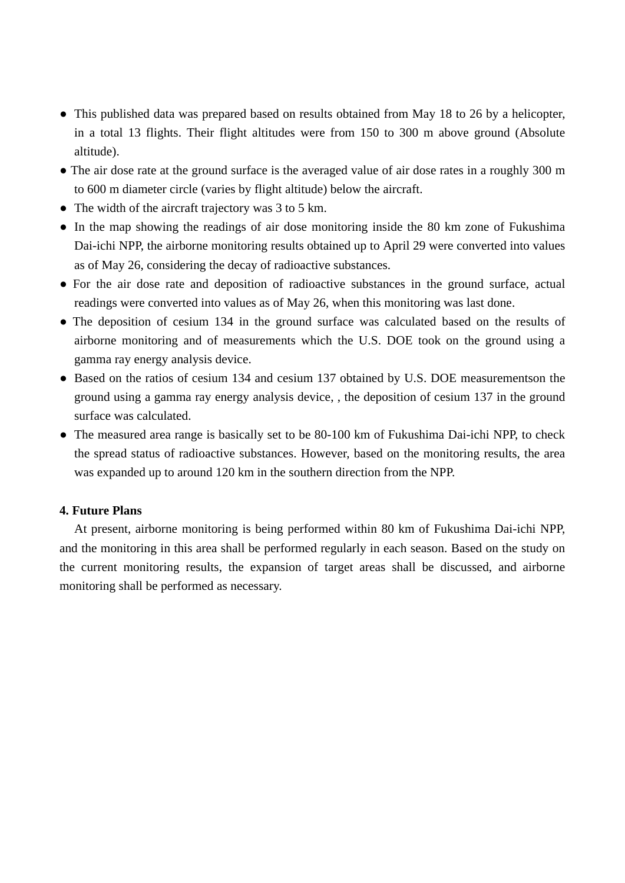- This published data was prepared based on results obtained from May 18 to 26 by a helicopter, in a total 13 flights. Their flight altitudes were from 150 to 300 m above ground (Absolute altitude).
- The air dose rate at the ground surface is the averaged value of air dose rates in a roughly 300 m to 600 m diameter circle (varies by flight altitude) below the aircraft.
- The width of the aircraft trajectory was 3 to 5 km.
- In the map showing the readings of air dose monitoring inside the 80 km zone of Fukushima Dai-ichi NPP, the airborne monitoring results obtained up to April 29 were converted into values as of May 26, considering the decay of radioactive substances.
- For the air dose rate and deposition of radioactive substances in the ground surface, actual readings were converted into values as of May 26, when this monitoring was last done.
- The deposition of cesium 134 in the ground surface was calculated based on the results of airborne monitoring and of measurements which the U.S. DOE took on the ground using a gamma ray energy analysis device.
- Based on the ratios of cesium 134 and cesium 137 obtained by U.S. DOE measurementson the ground using a gamma ray energy analysis device, , the deposition of cesium 137 in the ground surface was calculated.
- The measured area range is basically set to be 80-100 km of Fukushima Dai-ichi NPP, to check the spread status of radioactive substances. However, based on the monitoring results, the area was expanded up to around 120 km in the southern direction from the NPP.

**4. Future Plans**

At present, airborne monitoring is being performed within 80 km of Fukushima Dai-ichi NPP, and the monitoring in this area shall be performed regularly in each season. Based on the study on the current monitoring results, the expansion of target areas shall be discussed, and airborne monitoring shall be performed as necessary.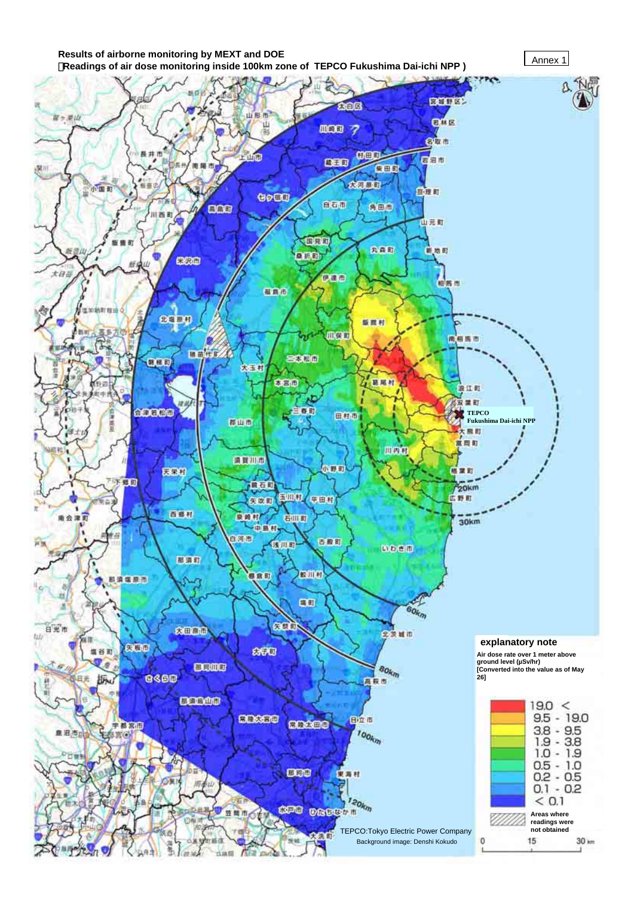**Results of airborne monitoring by MEXT and DOE**
**(Readings of air dose monitoring inside 100km zone of TEPCO Fukushima Dai-ichi NPP )**

Annex 1

TEPCO Fukushima Dai-ichi NPP

20km

30km

60km

80km

100km

120km

**explanatory note**

**Air dose rate over 1 meter above ground level (μSv/hr)**
**[Converted into the value as of May 26]**

| Range |
| --- |
| 19.0 < |
| 9.5 - 19.0 |
| 3.8 - 9.5 |
| 1.9 - 3.8 |
| 1.0 - 1.9 |
| 0.5 - 1.0 |
| 0.2 - 0.5 |
| 0.1 - 0.2 |
| < 0.1 |
| Areas where readings were not obtained |

0 15 30 km

TEPCO:Tokyo Electric Power Company

Background image: Denshi Kokudo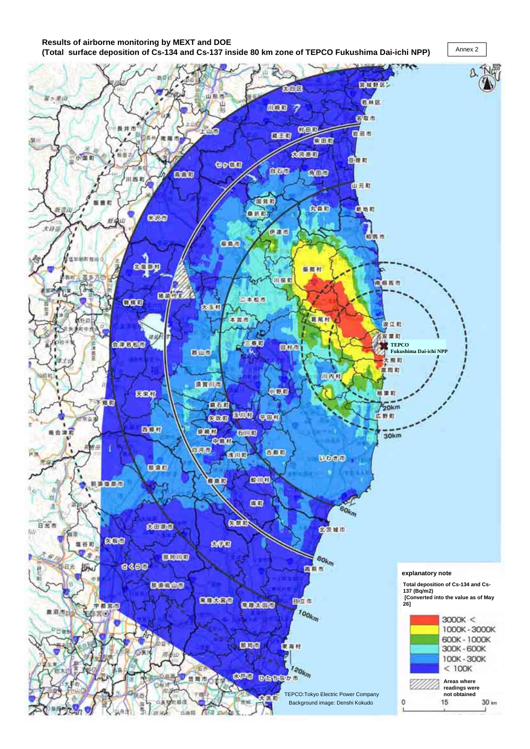**Results of airborne monitoring by MEXT and DOE**
**(Total surface deposition of Cs-134 and Cs-137 inside 80 km zone of TEPCO Fukushima Dai-ichi NPP)**

Annex 2

**TEPCO Fukushima Dai-ichi NPP**

20km

30km

60km

80km

100km

120km

TEPCO:Tokyo Electric Power Company
Background image: Denshi Kokudo

**explanatory note**

**Total deposition of Cs-134 and Cs-137 (Bq/m2)**
**[Converted into the value as of May 26]**

- 3000K <
- 1000K - 3000K
- 600K - 1000K
- 300K - 600K
- 100K - 300K
- < 100K
- Areas where readings were not obtained

0 15 30 km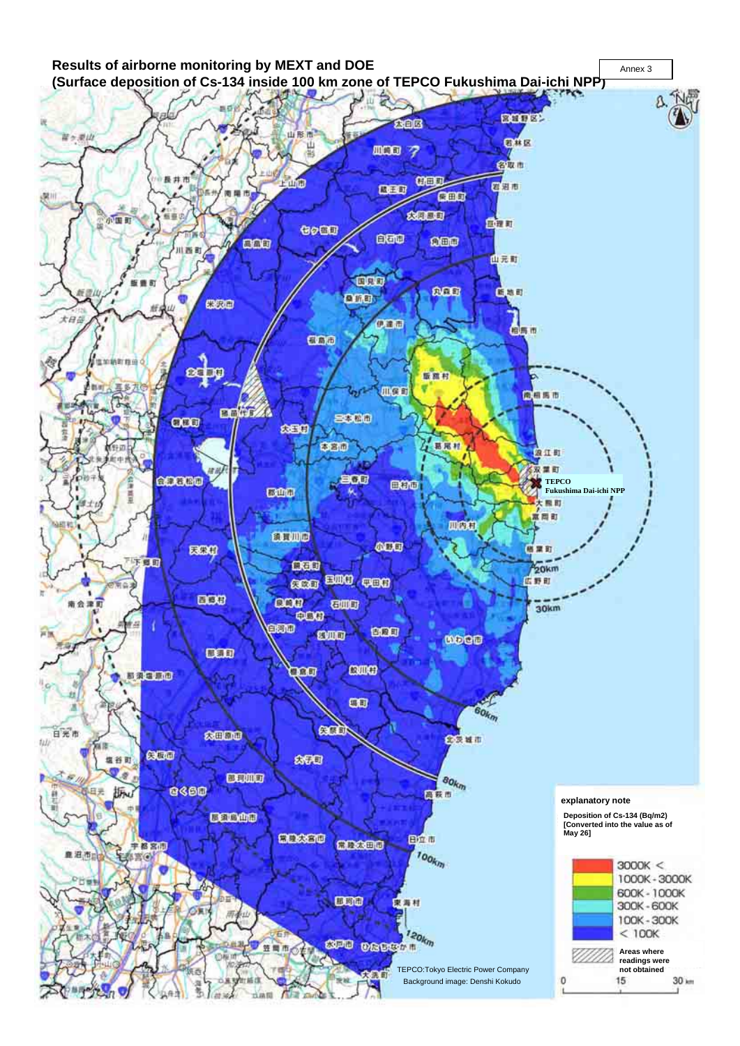Annex 3

# Results of airborne monitoring by MEXT and DOE
## (Surface deposition of Cs-134 inside 100 km zone of TEPCO Fukushima Dai-ichi NPP)

TEPCO Fukushima Dai-ichi NPP

20km

30km

60km

80km

100km

120km

**explanatory note**

**Deposition of Cs-134 (Bq/m2) [Converted into the value as of May 26]**

- 3000K <
- 1000K - 3000K
- 600K - 1000K
- 300K - 600K
- 100K - 300K
- < 100K

**Areas where readings were not obtained**

0 15 30 km

TEPCO:Tokyo Electric Power Company

Background image: Denshi Kokudo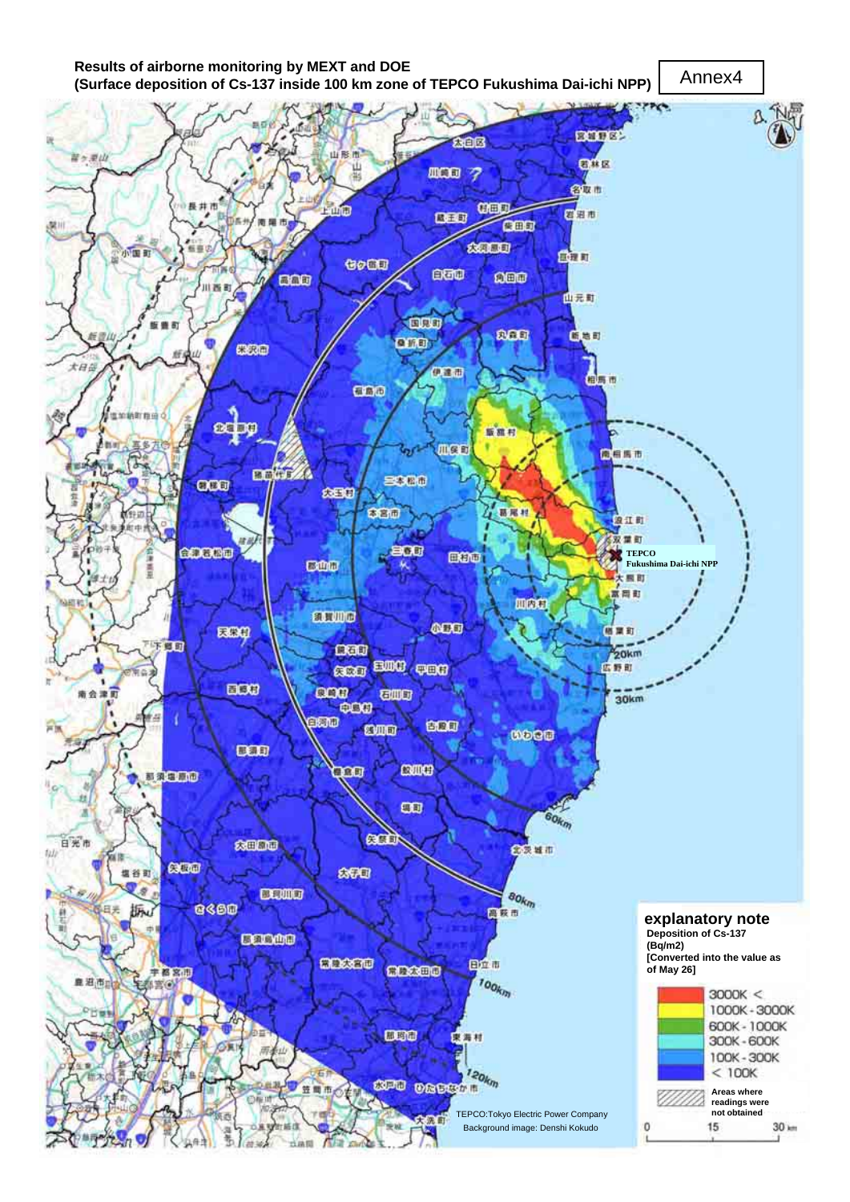**Results of airborne monitoring by MEXT and DOE**
**(Surface deposition of Cs-137 inside 100 km zone of TEPCO Fukushima Dai-ichi NPP)**

Annex4

TEPCO Fukushima Dai-ichi NPP

20km

30km

60km

80km

100km

120km

**explanatory note**

**Deposition of Cs-137 (Bq/m2) [Converted into the value as of May 26]**

3000K <

1000K - 3000K

600K - 1000K

300K - 600K

100K - 300K

< 100K

Areas where readings were not obtained

0 15 30 km

TEPCO:Tokyo Electric Power Company

Background image: Denshi Kokudo